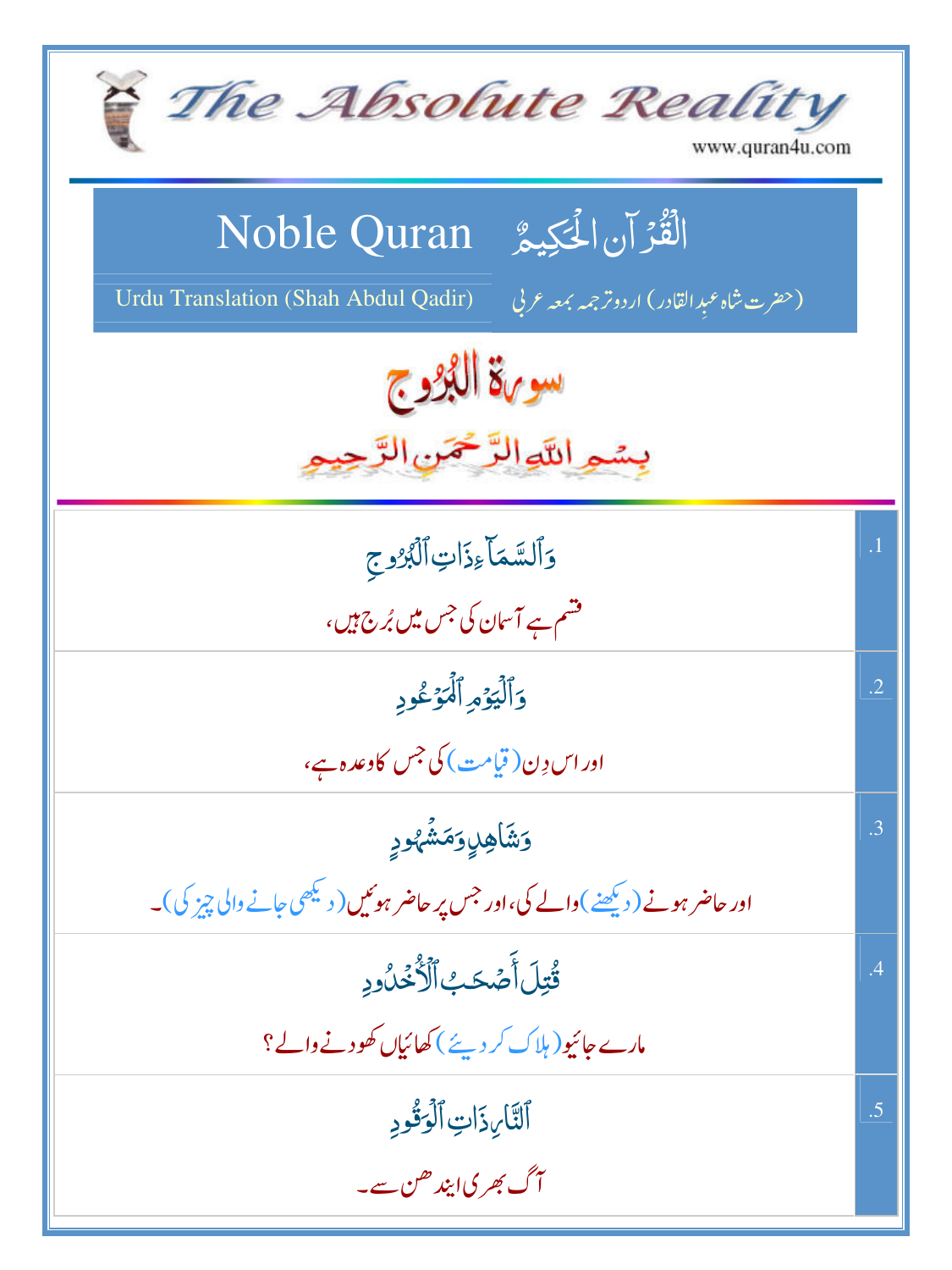# The Absolute Reality

www.quran4u.com

## Noble Quran القُرْآنُ الحَكِيمُ

Urdu Translation (Shah Abdul Qadir) (حضرت شاہ عبدِالقادر) اردو ترجمہ بمعہ عربی

## سورۃ البُرُوج

بِسْمِ اللَّهِ الرَّحْمَنِ الرَّحِيمِ

| | |
|---|---|
| .1 | وَٱلسَّمَآءِ ذَاتِ ٱلْبُرُوجِ<br>قسم ہے آسمان کی جس میں بُرج ہیں، |
| .2 | وَٱلْيَوْمِ ٱلْمَوْعُودِ<br>اور اس دِن (قیامت) کی جس کا وعدہ ہے، |
| .3 | وَشَاهِدٍ وَمَشْهُودٍ<br>اور حاضر ہونے (دیکھنے) والے کی، اور جس پر حاضر ہوئیں (دیکھی جانے والی چیز کی)۔ |
| .4 | قُتِلَ أَصْحَـٰبُ ٱلْأُخْدُودِ<br>مارے جائیو (ہلاک کر دیئے) کھائیاں کھودنے والے؟ |
| .5 | ٱلنَّارِ ذَاتِ ٱلْوَقُودِ<br>آگ بھری ایندھن سے۔ |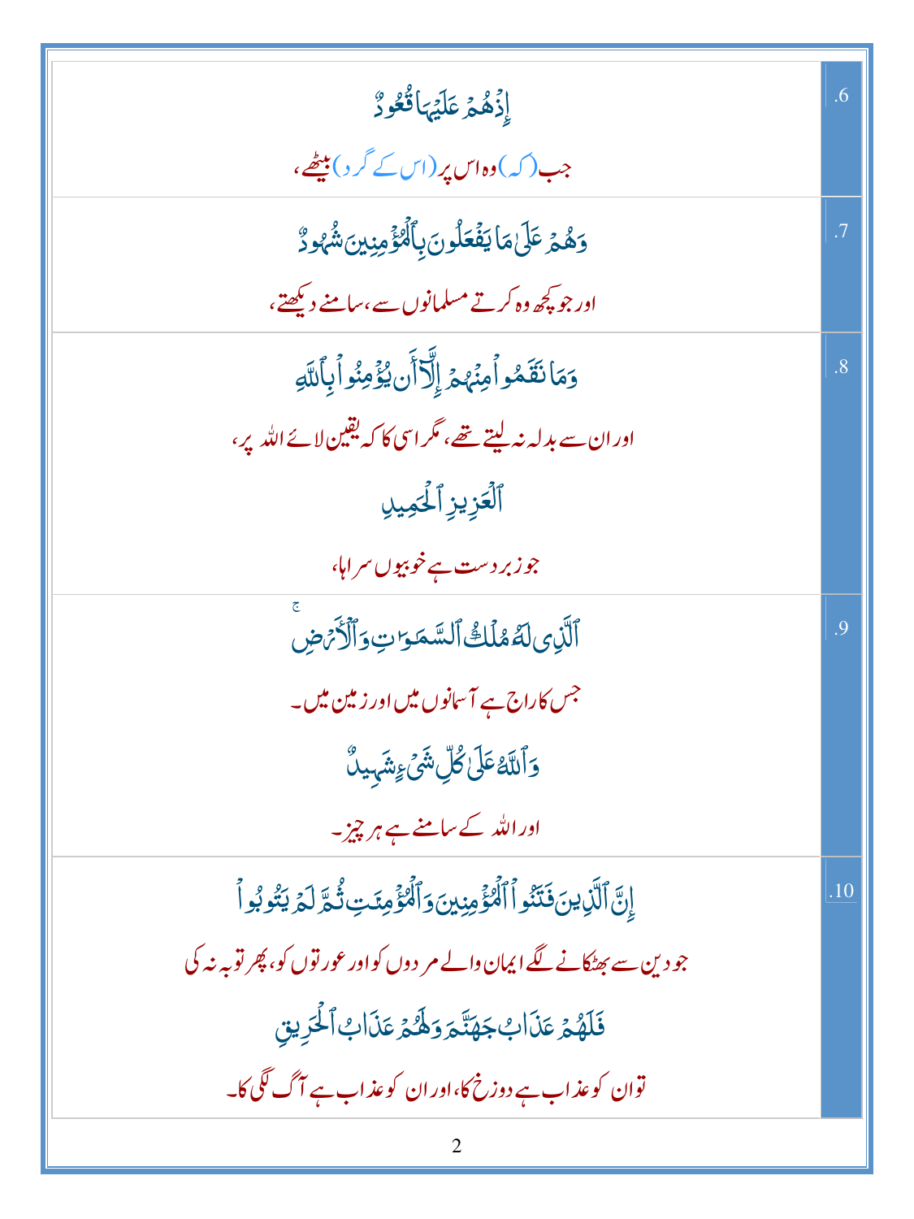| | |
|---|---|
| إِذۡ هُمۡ عَلَيۡهَا قُعُودٞ<br>جب (کہ) وہ اس پر (اس کے گرد) بیٹھے، | .6 |
| وَهُمۡ عَلَىٰ مَا يَفۡعَلُونَ بِٱلۡمُؤۡمِنِينَ شُهُودٞ<br>اور جو کچھ وہ کرتے مسلمانوں سے، سامنے دیکھتے، | .7 |
| وَمَا نَقَمُواْ مِنۡهُمۡ إِلَّآ أَن يُؤۡمِنُواْ بِٱللَّهِ<br>اور ان سے بدلہ نہ لیتے تھے، مگر اسی کا کہ یقین لائے اللہ پر،<br>ٱلۡعَزِيزِ ٱلۡحَمِيدِ<br>جو زبردست ہے خوبیوں سراہا، | .8 |
| ٱلَّذِي لَهُۥ مُلۡكُ ٱلسَّمَٰوَٰتِ وَٱلۡأَرۡضِۚ<br>جس کا راج ہے آسمانوں میں اور زمین میں۔<br>وَٱللَّهُ عَلَىٰ كُلِّ شَيۡءٖ شَهِيدٌ<br>اور اللہ کے سامنے ہے ہر چیز۔ | .9 |
| إِنَّ ٱلَّذِينَ فَتَنُواْ ٱلۡمُؤۡمِنِينَ وَٱلۡمُؤۡمِنَٰتِ ثُمَّ لَمۡ يَتُوبُواْ<br>جو دین سے بھٹکانے لگے ایمان والے مردوں کو اور عورتوں کو، پھر توبہ نہ کی<br>فَلَهُمۡ عَذَابُ جَهَنَّمَ وَلَهُمۡ عَذَابُ ٱلۡحَرِيقِ<br>تو ان کو عذاب ہے دوزخ کا، اور ان کو عذاب ہے آگ لگی کا۔ | .10 |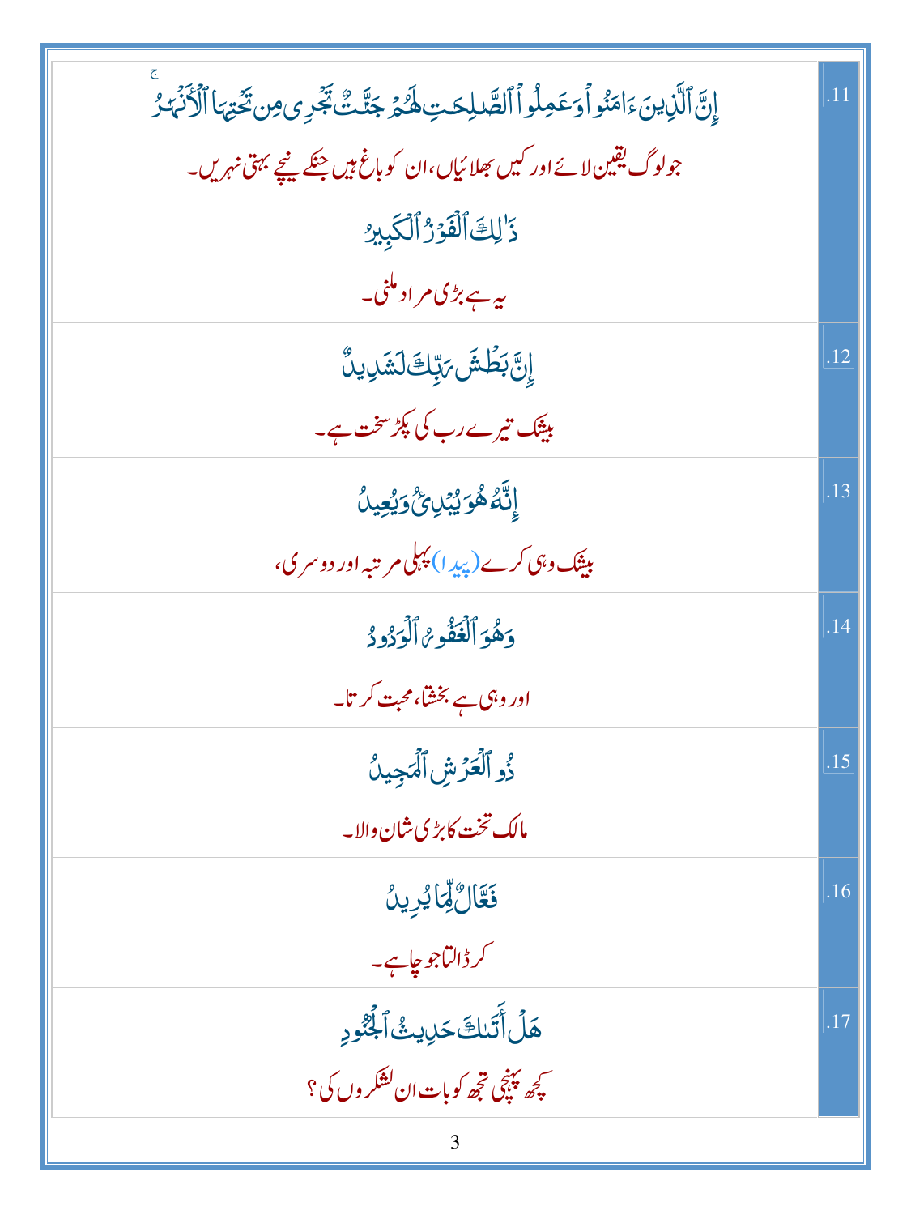| | |
|---|---|
| إِنَّ ٱلَّذِينَ ءَامَنُوا۟ وَعَمِلُوا۟ ٱلصَّٰلِحَٰتِ لَهُمْ جَنَّٰتٌ تَجْرِى مِن تَحْتِهَا ٱلْأَنْهَٰرُ<br>جو لوگ یقین لائے اور کیں بھلائیاں، ان کو باغ ہیں جنکے نیچے بہتی نہریں۔<br>ذَٰلِكَ ٱلْفَوْزُ ٱلْكَبِيرُ<br>یہ ہے بڑی مراد ملنی۔ | .11 |
| إِنَّ بَطْشَ رَبِّكَ لَشَدِيدٌ<br>بیشک تیرے رب کی پکڑ سخت ہے۔ | .12 |
| إِنَّهُۥ هُوَ يُبْدِئُ وَيُعِيدُ<br>بیشک وہی کرے (پیدا) پہلی مرتبہ اور دوسری، | .13 |
| وَهُوَ ٱلْغَفُورُ ٱلْوَدُودُ<br>اور وہی ہے بخشتا، محبت کرتا۔ | .14 |
| ذُو ٱلْعَرْشِ ٱلْمَجِيدُ<br>مالک تخت کا بڑی شان والا۔ | .15 |
| فَعَّالٌ لِّمَا يُرِيدُ<br>کر ڈالتا جو چاہے۔ | .16 |
| هَلْ أَتَىٰكَ حَدِيثُ ٱلْجُنُودِ<br>کچھ پہنچی تجھ کو بات ان لشکروں کی؟ | .17 |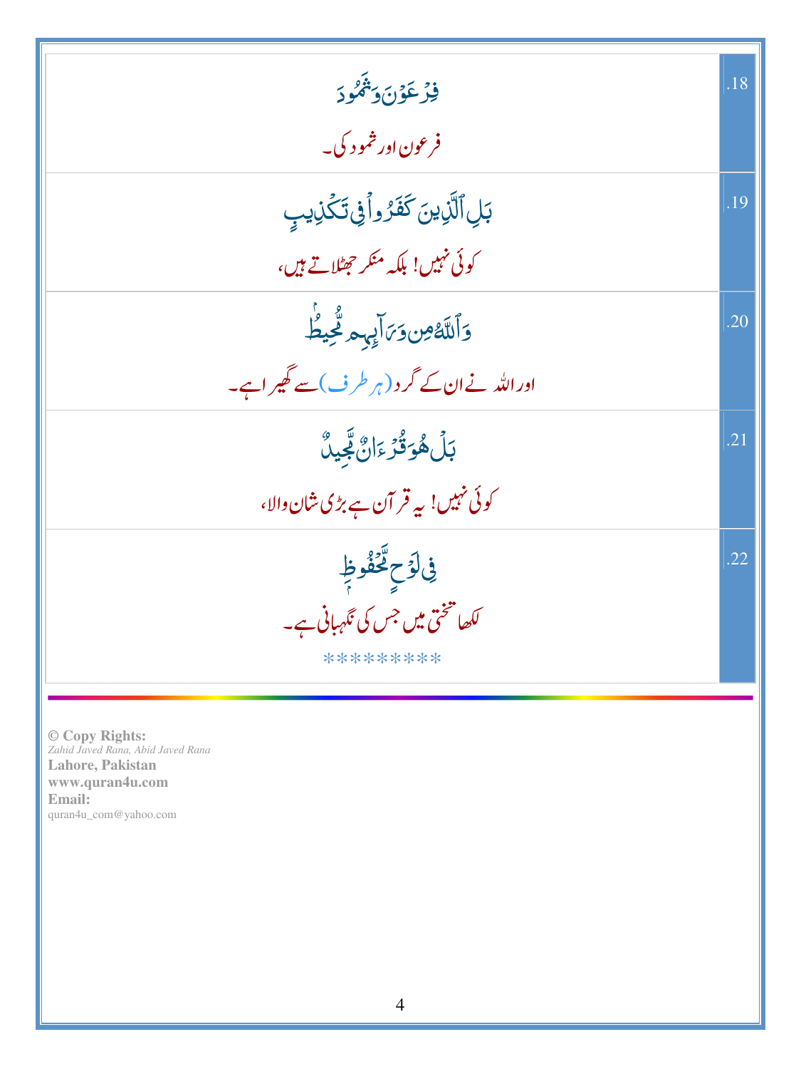| | |
|---|---|
| فِرۡعَوۡنَ وَثَمُوۡدَ<br>فرعون اور ثمود کی۔ | .18 |
| بَلِ الَّذِيۡنَ كَفَرُوۡا فِىۡ تَكۡذِيۡبٍ<br>کوئی نہیں! بلکہ منکر جھٹلاتے ہیں، | .19 |
| وَّاللّٰهُ مِنۡ وَّرَآئِهِمۡ مُّحِيۡطٌ<br>اور اللہ نے ان کے گرد (ہر طرف) سے گھیرا ہے۔ | .20 |
| بَلۡ هُوَ قُرۡاٰنٌ مَّجِيۡدٌ<br>کوئی نہیں! یہ قرآن ہے بڑی شان والا، | .21 |
| فِىۡ لَوۡحٍ مَّحۡفُوۡظٍ<br>لکھا تختی میں جس کی نگہبانی ہے۔<br>********* | .22 |

© Copy Rights:
*Zahid Javed Rana, Abid Javed Rana*
**Lahore, Pakistan**
**www.quran4u.com**
**Email:**
quran4u_com@yahoo.com